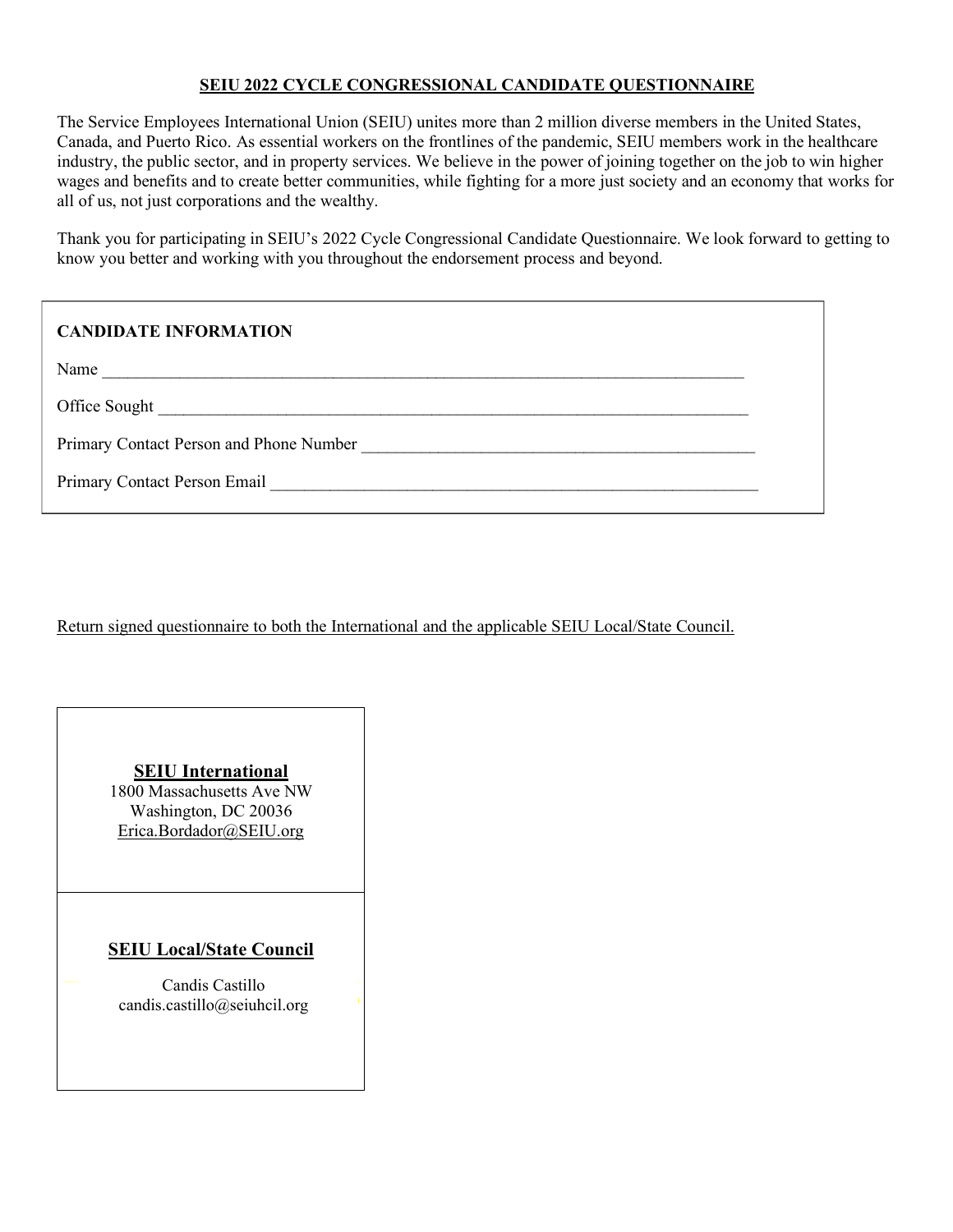# SEIU 2022 CYCLE CONGRESSIONAL CANDIDATE QUESTIONNAIRE

The Service Employees International Union (SEIU) unites more than 2 million diverse members in the United States, Canada, and Puerto Rico. As essential workers on the frontlines of the pandemic, SEIU members work in the healthcare industry, the public sector, and in property services. We believe in the power of joining together on the job to win higher wages and benefits and to create better communities, while fighting for a more just society and an economy that works for all of us, not just corporations and the wealthy.

Thank you for participating in SEIU's 2022 Cycle Congressional Candidate Questionnaire. We look forward to getting to know you better and working with you throughout the endorsement process and beyond.

**CANDIDATE INFORMATION**

Name ____________________________________________________________________________

Office Sought _______________________________________________________________________

Primary Contact Person and Phone Number _______________________________________________

Primary Contact Person Email __________________________________________________________

Return signed questionnaire to both the International and the applicable SEIU Local/State Council.

**SEIU International**
1800 Massachusetts Ave NW
Washington, DC 20036
Erica.Bordador@SEIU.org

**SEIU Local/State Council**

Candis Castillo
candis.castillo@seiuhcil.org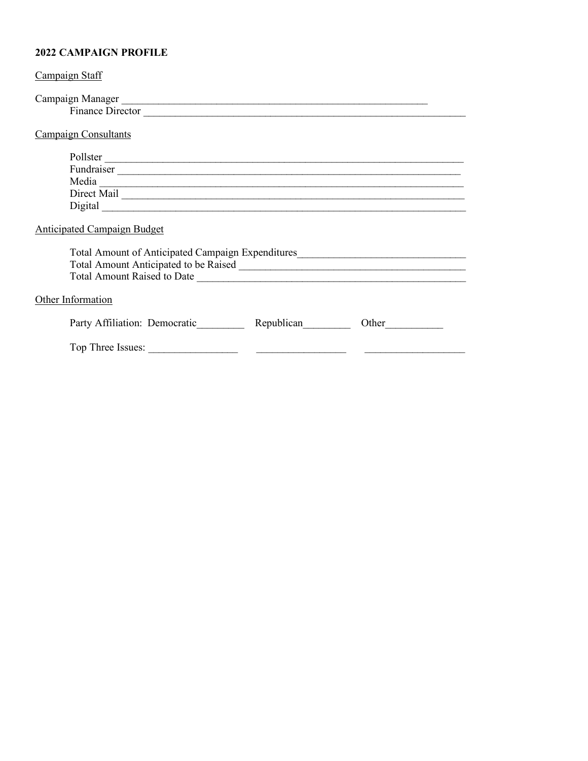**2022 CAMPAIGN PROFILE**

Campaign Staff

Campaign Manager ____________________________________________________________

Finance Director ________________________________________________________________

Campaign Consultants

Pollster ______________________________________________________________________

Fundraiser ___________________________________________________________________

Media ________________________________________________________________________

Direct Mail ___________________________________________________________________

Digital _______________________________________________________________________

Anticipated Campaign Budget

Total Amount of Anticipated Campaign Expenditures_______________________________

Total Amount Anticipated to be Raised __________________________________________

Total Amount Raised to Date _________________________________________________

Other Information

Party Affiliation: Democratic_________ Republican_________ Other___________

Top Three Issues: _________________ _________________ ___________________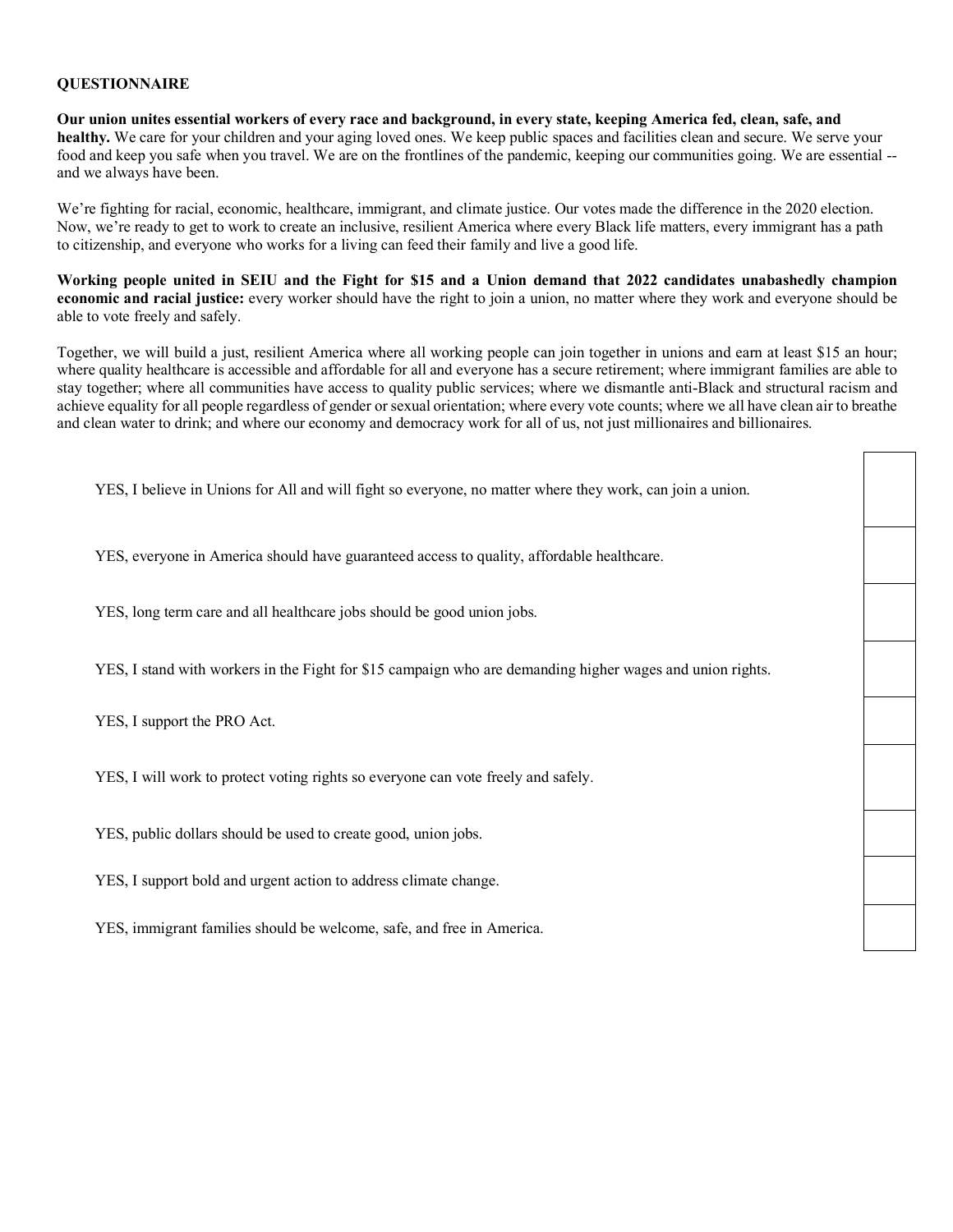**QUESTIONNAIRE**

**Our union unites essential workers of every race and background, in every state, keeping America fed, clean, safe, and healthy.** We care for your children and your aging loved ones. We keep public spaces and facilities clean and secure. We serve your food and keep you safe when you travel. We are on the frontlines of the pandemic, keeping our communities going. We are essential -- and we always have been.

We're fighting for racial, economic, healthcare, immigrant, and climate justice. Our votes made the difference in the 2020 election. Now, we're ready to get to work to create an inclusive, resilient America where every Black life matters, every immigrant has a path to citizenship, and everyone who works for a living can feed their family and live a good life.

**Working people united in SEIU and the Fight for $15 and a Union demand that 2022 candidates unabashedly champion economic and racial justice:** every worker should have the right to join a union, no matter where they work and everyone should be able to vote freely and safely.

Together, we will build a just, resilient America where all working people can join together in unions and earn at least $15 an hour; where quality healthcare is accessible and affordable for all and everyone has a secure retirement; where immigrant families are able to stay together; where all communities have access to quality public services; where we dismantle anti-Black and structural racism and achieve equality for all people regardless of gender or sexual orientation; where every vote counts; where we all have clean air to breathe and clean water to drink; and where our economy and democracy work for all of us, not just millionaires and billionaires.

| | |
|---|---|
| YES, I believe in Unions for All and will fight so everyone, no matter where they work, can join a union. | |
| YES, everyone in America should have guaranteed access to quality, affordable healthcare. | |
| YES, long term care and all healthcare jobs should be good union jobs. | |
| YES, I stand with workers in the Fight for $15 campaign who are demanding higher wages and union rights. | |
| YES, I support the PRO Act. | |
| YES, I will work to protect voting rights so everyone can vote freely and safely. | |
| YES, public dollars should be used to create good, union jobs. | |
| YES, I support bold and urgent action to address climate change. | |
| YES, immigrant families should be welcome, safe, and free in America. | |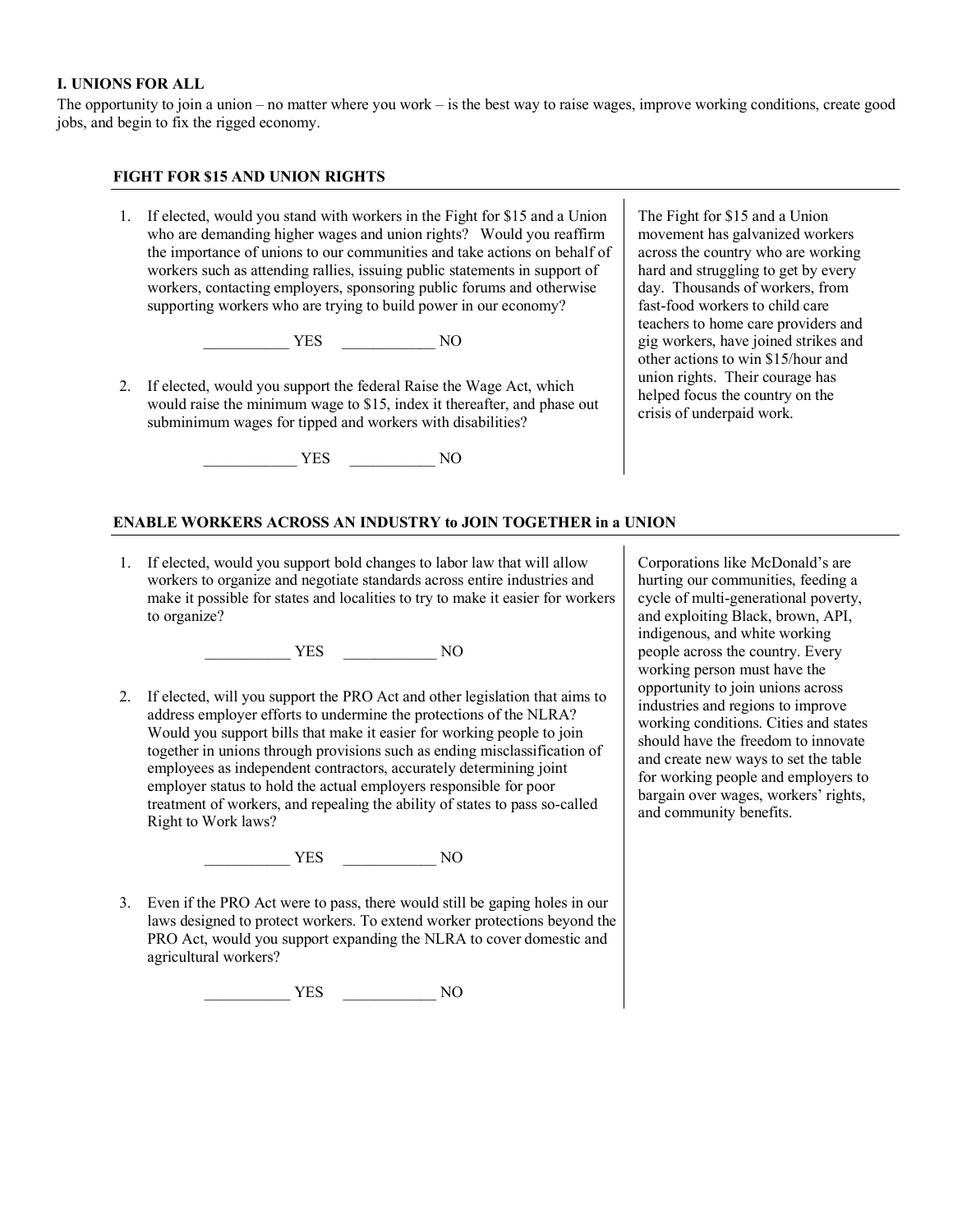**I. UNIONS FOR ALL**

The opportunity to join a union – no matter where you work – is the best way to raise wages, improve working conditions, create good jobs, and begin to fix the rigged economy.

### FIGHT FOR $15 AND UNION RIGHTS

1. If elected, would you stand with workers in the Fight for $15 and a Union who are demanding higher wages and union rights? Would you reaffirm the importance of unions to our communities and take actions on behalf of workers such as attending rallies, issuing public statements in support of workers, contacting employers, sponsoring public forums and otherwise supporting workers who are trying to build power in our economy?

   ___________ YES ____________ NO

2. If elected, would you support the federal Raise the Wage Act, which would raise the minimum wage to $15, index it thereafter, and phase out subminimum wages for tipped and workers with disabilities?

   ____________ YES ___________ NO

The Fight for $15 and a Union movement has galvanized workers across the country who are working hard and struggling to get by every day. Thousands of workers, from fast-food workers to child care teachers to home care providers and gig workers, have joined strikes and other actions to win $15/hour and union rights. Their courage has helped focus the country on the crisis of underpaid work.

### ENABLE WORKERS ACROSS AN INDUSTRY to JOIN TOGETHER in a UNION

1. If elected, would you support bold changes to labor law that will allow workers to organize and negotiate standards across entire industries and make it possible for states and localities to try to make it easier for workers to organize?

   ___________ YES ____________ NO

2. If elected, will you support the PRO Act and other legislation that aims to address employer efforts to undermine the protections of the NLRA? Would you support bills that make it easier for working people to join together in unions through provisions such as ending misclassification of employees as independent contractors, accurately determining joint employer status to hold the actual employers responsible for poor treatment of workers, and repealing the ability of states to pass so-called Right to Work laws?

   ___________ YES ____________ NO

3. Even if the PRO Act were to pass, there would still be gaping holes in our laws designed to protect workers. To extend worker protections beyond the PRO Act, would you support expanding the NLRA to cover domestic and agricultural workers?

   ___________ YES ____________ NO

Corporations like McDonald's are hurting our communities, feeding a cycle of multi-generational poverty, and exploiting Black, brown, API, indigenous, and white working people across the country. Every working person must have the opportunity to join unions across industries and regions to improve working conditions. Cities and states should have the freedom to innovate and create new ways to set the table for working people and employers to bargain over wages, workers' rights, and community benefits.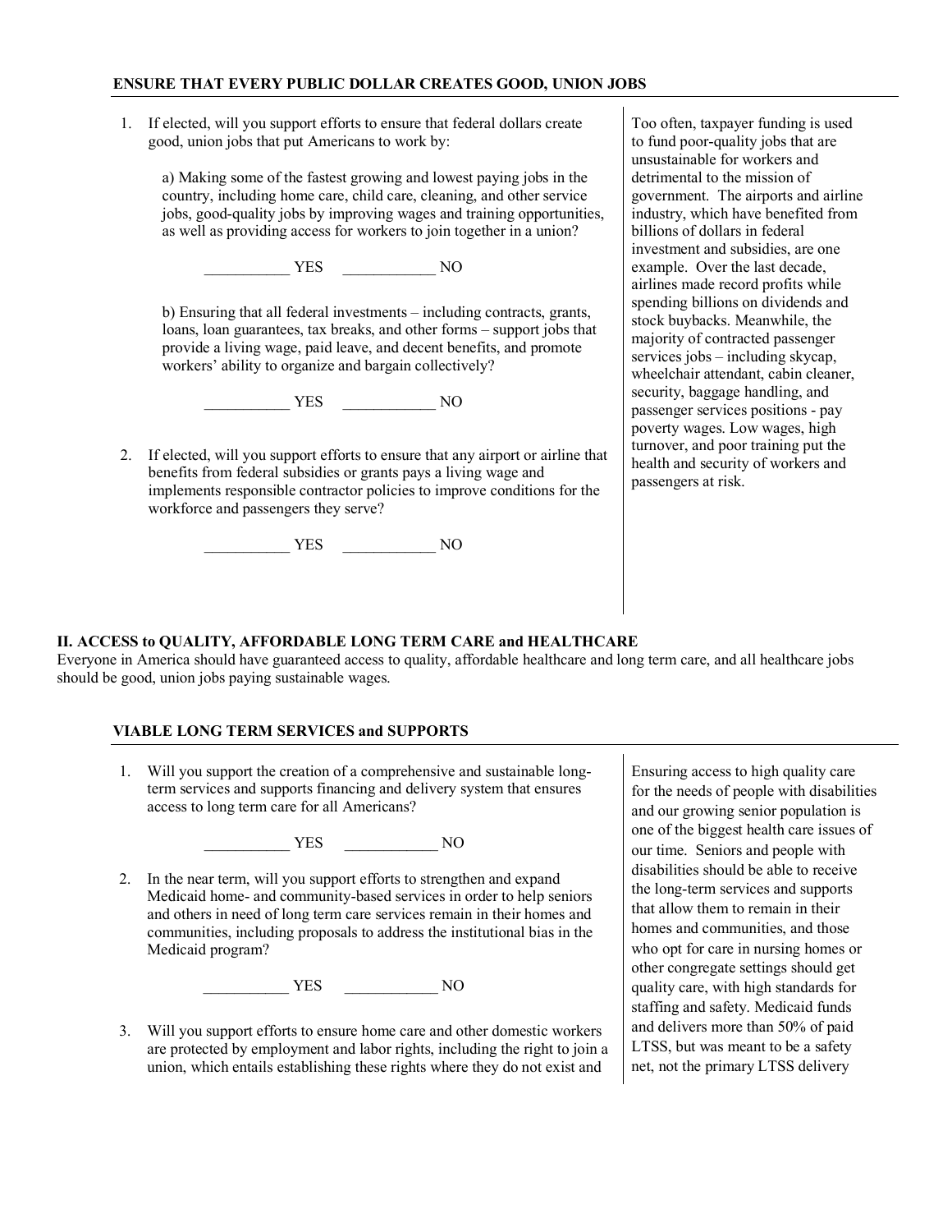### ENSURE THAT EVERY PUBLIC DOLLAR CREATES GOOD, UNION JOBS

1. If elected, will you support efforts to ensure that federal dollars create good, union jobs that put Americans to work by:

   a) Making some of the fastest growing and lowest paying jobs in the country, including home care, child care, cleaning, and other service jobs, good-quality jobs by improving wages and training opportunities, as well as providing access for workers to join together in a union?

   ___________ YES ____________ NO

   b) Ensuring that all federal investments – including contracts, grants, loans, loan guarantees, tax breaks, and other forms – support jobs that provide a living wage, paid leave, and decent benefits, and promote workers' ability to organize and bargain collectively?

   ___________ YES ____________ NO

2. If elected, will you support efforts to ensure that any airport or airline that benefits from federal subsidies or grants pays a living wage and implements responsible contractor policies to improve conditions for the workforce and passengers they serve?

   ___________ YES ____________ NO

Too often, taxpayer funding is used to fund poor-quality jobs that are unsustainable for workers and detrimental to the mission of government. The airports and airline industry, which have benefited from billions of dollars in federal investment and subsidies, are one example. Over the last decade, airlines made record profits while spending billions on dividends and stock buybacks. Meanwhile, the majority of contracted passenger services jobs – including skycap, wheelchair attendant, cabin cleaner, security, baggage handling, and passenger services positions - pay poverty wages. Low wages, high turnover, and poor training put the health and security of workers and passengers at risk.

## II. ACCESS to QUALITY, AFFORDABLE LONG TERM CARE and HEALTHCARE

Everyone in America should have guaranteed access to quality, affordable healthcare and long term care, and all healthcare jobs should be good, union jobs paying sustainable wages.

### VIABLE LONG TERM SERVICES and SUPPORTS

1. Will you support the creation of a comprehensive and sustainable long-term services and supports financing and delivery system that ensures access to long term care for all Americans?

   ___________ YES ____________ NO

2. In the near term, will you support efforts to strengthen and expand Medicaid home- and community-based services in order to help seniors and others in need of long term care services remain in their homes and communities, including proposals to address the institutional bias in the Medicaid program?

   ___________ YES ____________ NO

3. Will you support efforts to ensure home care and other domestic workers are protected by employment and labor rights, including the right to join a union, which entails establishing these rights where they do not exist and

Ensuring access to high quality care for the needs of people with disabilities and our growing senior population is one of the biggest health care issues of our time. Seniors and people with disabilities should be able to receive the long-term services and supports that allow them to remain in their homes and communities, and those who opt for care in nursing homes or other congregate settings should get quality care, with high standards for staffing and safety. Medicaid funds and delivers more than 50% of paid LTSS, but was meant to be a safety net, not the primary LTSS delivery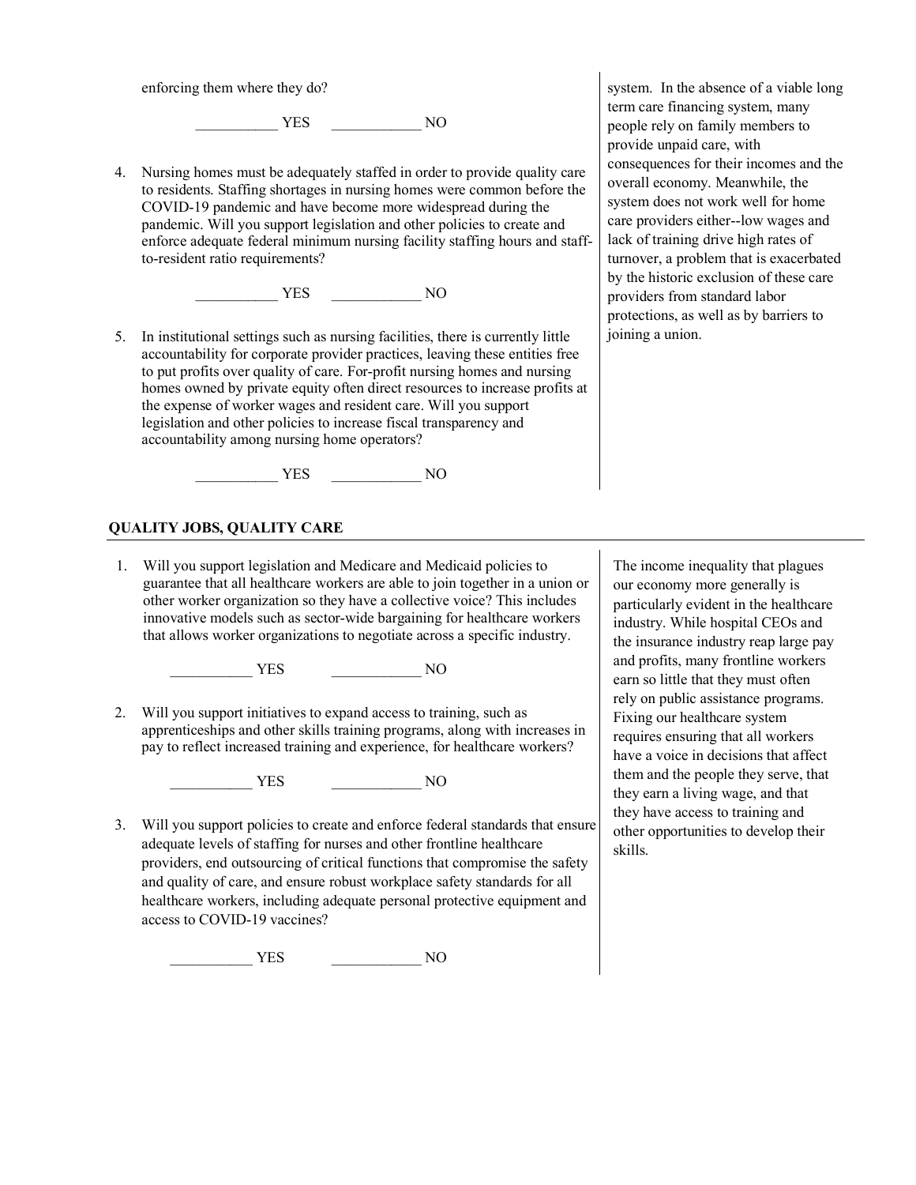enforcing them where they do?

___________ YES ____________ NO

4. Nursing homes must be adequately staffed in order to provide quality care to residents. Staffing shortages in nursing homes were common before the COVID-19 pandemic and have become more widespread during the pandemic. Will you support legislation and other policies to create and enforce adequate federal minimum nursing facility staffing hours and staff-to-resident ratio requirements?

___________ YES ____________ NO

5. In institutional settings such as nursing facilities, there is currently little accountability for corporate provider practices, leaving these entities free to put profits over quality of care. For-profit nursing homes and nursing homes owned by private equity often direct resources to increase profits at the expense of worker wages and resident care. Will you support legislation and other policies to increase fiscal transparency and accountability among nursing home operators?

___________ YES ____________ NO

system. In the absence of a viable long term care financing system, many people rely on family members to provide unpaid care, with consequences for their incomes and the overall economy. Meanwhile, the system does not work well for home care providers either--low wages and lack of training drive high rates of turnover, a problem that is exacerbated by the historic exclusion of these care providers from standard labor protections, as well as by barriers to joining a union.

## QUALITY JOBS, QUALITY CARE

1. Will you support legislation and Medicare and Medicaid policies to guarantee that all healthcare workers are able to join together in a union or other worker organization so they have a collective voice? This includes innovative models such as sector-wide bargaining for healthcare workers that allows worker organizations to negotiate across a specific industry.

___________ YES ____________ NO

2. Will you support initiatives to expand access to training, such as apprenticeships and other skills training programs, along with increases in pay to reflect increased training and experience, for healthcare workers?

___________ YES ____________ NO

3. Will you support policies to create and enforce federal standards that ensure adequate levels of staffing for nurses and other frontline healthcare providers, end outsourcing of critical functions that compromise the safety and quality of care, and ensure robust workplace safety standards for all healthcare workers, including adequate personal protective equipment and access to COVID-19 vaccines?

___________ YES ____________ NO

The income inequality that plagues our economy more generally is particularly evident in the healthcare industry. While hospital CEOs and the insurance industry reap large pay and profits, many frontline workers earn so little that they must often rely on public assistance programs. Fixing our healthcare system requires ensuring that all workers have a voice in decisions that affect them and the people they serve, that they earn a living wage, and that they have access to training and other opportunities to develop their skills.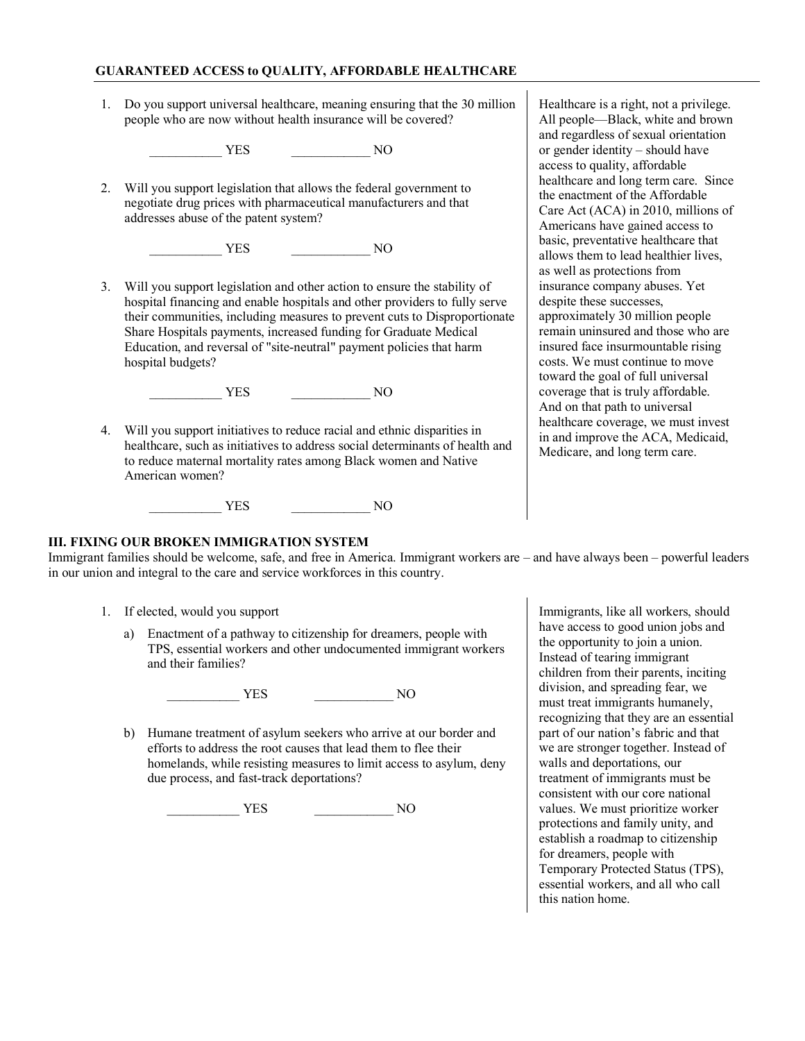## GUARANTEED ACCESS to QUALITY, AFFORDABLE HEALTHCARE

1. Do you support universal healthcare, meaning ensuring that the 30 million people who are now without health insurance will be covered?

   ___________ YES ____________ NO

2. Will you support legislation that allows the federal government to negotiate drug prices with pharmaceutical manufacturers and that addresses abuse of the patent system?

   ___________ YES ____________ NO

3. Will you support legislation and other action to ensure the stability of hospital financing and enable hospitals and other providers to fully serve their communities, including measures to prevent cuts to Disproportionate Share Hospitals payments, increased funding for Graduate Medical Education, and reversal of "site-neutral" payment policies that harm hospital budgets?

   ___________ YES ____________ NO

4. Will you support initiatives to reduce racial and ethnic disparities in healthcare, such as initiatives to address social determinants of health and to reduce maternal mortality rates among Black women and Native American women?

   ___________ YES ____________ NO

Healthcare is a right, not a privilege. All people—Black, white and brown and regardless of sexual orientation or gender identity – should have access to quality, affordable healthcare and long term care. Since the enactment of the Affordable Care Act (ACA) in 2010, millions of Americans have gained access to basic, preventative healthcare that allows them to lead healthier lives, as well as protections from insurance company abuses. Yet despite these successes, approximately 30 million people remain uninsured and those who are insured face insurmountable rising costs. We must continue to move toward the goal of full universal coverage that is truly affordable. And on that path to universal healthcare coverage, we must invest in and improve the ACA, Medicaid, Medicare, and long term care.

## III. FIXING OUR BROKEN IMMIGRATION SYSTEM

Immigrant families should be welcome, safe, and free in America. Immigrant workers are – and have always been – powerful leaders in our union and integral to the care and service workforces in this country.

1. If elected, would you support

   a) Enactment of a pathway to citizenship for dreamers, people with TPS, essential workers and other undocumented immigrant workers and their families?

      ___________ YES ____________ NO

   b) Humane treatment of asylum seekers who arrive at our border and efforts to address the root causes that lead them to flee their homelands, while resisting measures to limit access to asylum, deny due process, and fast-track deportations?

      ___________ YES ____________ NO

Immigrants, like all workers, should have access to good union jobs and the opportunity to join a union. Instead of tearing immigrant children from their parents, inciting division, and spreading fear, we must treat immigrants humanely, recognizing that they are an essential part of our nation's fabric and that we are stronger together. Instead of walls and deportations, our treatment of immigrants must be consistent with our core national values. We must prioritize worker protections and family unity, and establish a roadmap to citizenship for dreamers, people with Temporary Protected Status (TPS), essential workers, and all who call this nation home.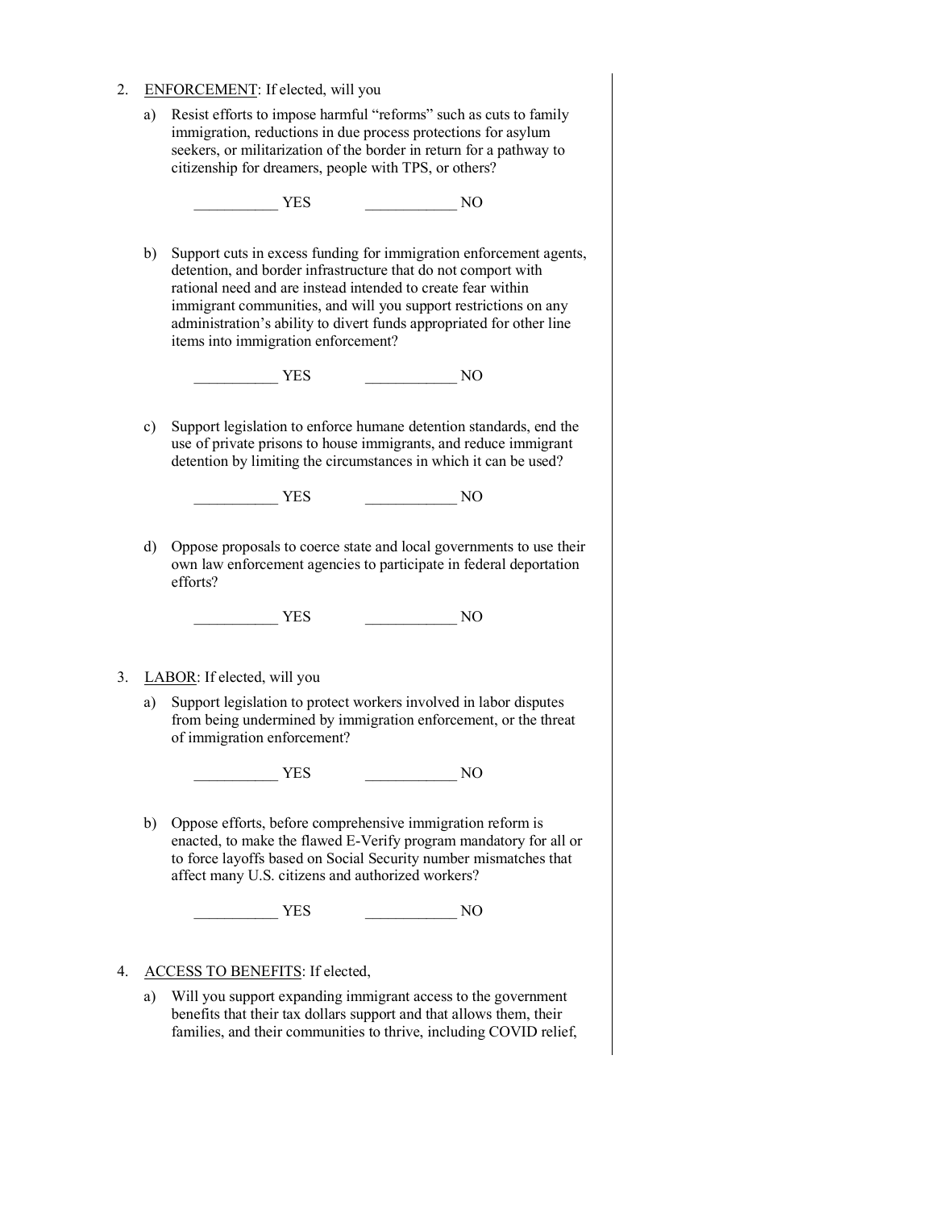2. ENFORCEMENT: If elected, will you

   a) Resist efforts to impose harmful "reforms" such as cuts to family immigration, reductions in due process protections for asylum seekers, or militarization of the border in return for a pathway to citizenship for dreamers, people with TPS, or others?

      ___________ YES ____________ NO

   b) Support cuts in excess funding for immigration enforcement agents, detention, and border infrastructure that do not comport with rational need and are instead intended to create fear within immigrant communities, and will you support restrictions on any administration's ability to divert funds appropriated for other line items into immigration enforcement?

      ___________ YES ____________ NO

   c) Support legislation to enforce humane detention standards, end the use of private prisons to house immigrants, and reduce immigrant detention by limiting the circumstances in which it can be used?

      ___________ YES ____________ NO

   d) Oppose proposals to coerce state and local governments to use their own law enforcement agencies to participate in federal deportation efforts?

      ___________ YES ____________ NO

3. LABOR: If elected, will you

   a) Support legislation to protect workers involved in labor disputes from being undermined by immigration enforcement, or the threat of immigration enforcement?

      ___________ YES ____________ NO

   b) Oppose efforts, before comprehensive immigration reform is enacted, to make the flawed E-Verify program mandatory for all or to force layoffs based on Social Security number mismatches that affect many U.S. citizens and authorized workers?

      ___________ YES ____________ NO

4. ACCESS TO BENEFITS: If elected,

   a) Will you support expanding immigrant access to the government benefits that their tax dollars support and that allows them, their families, and their communities to thrive, including COVID relief,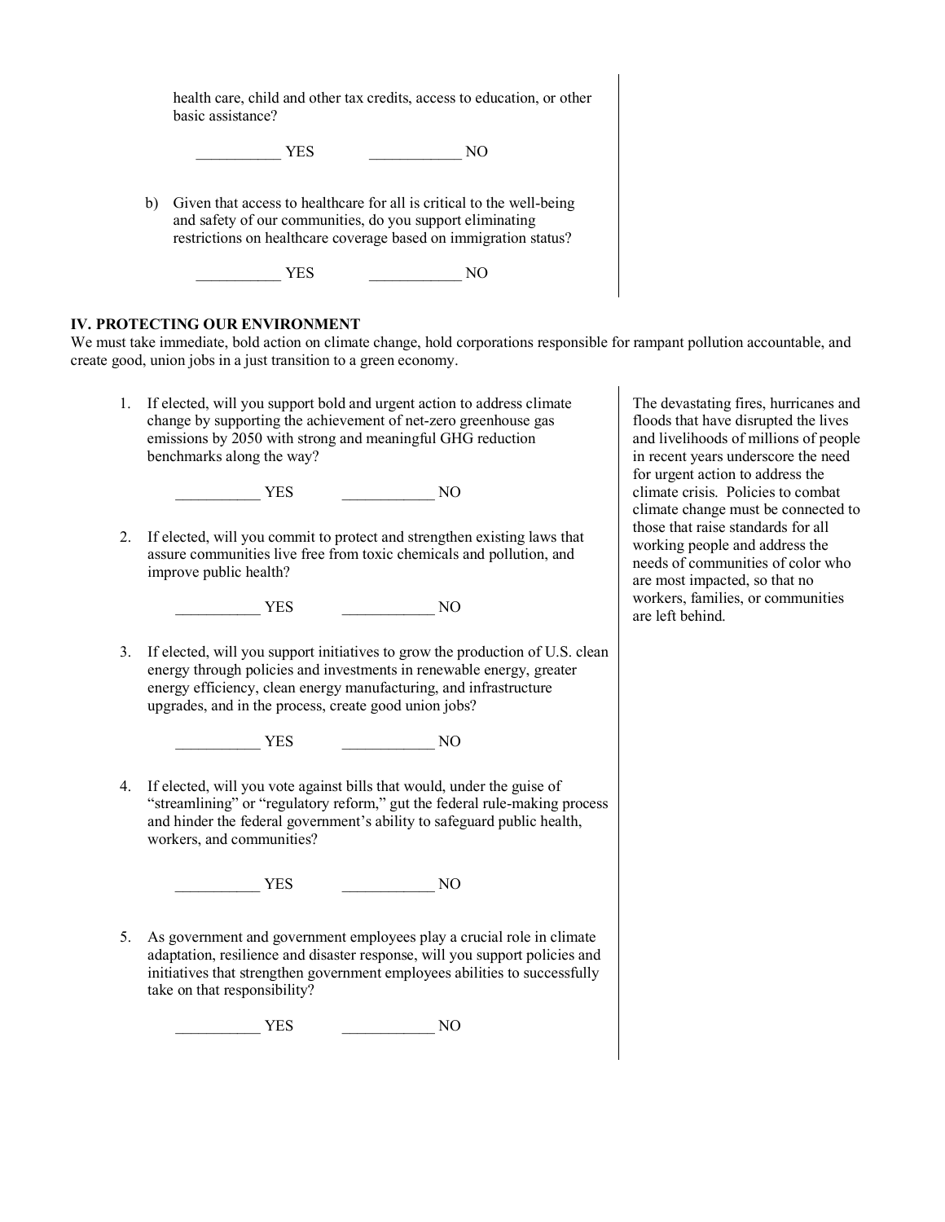health care, child and other tax credits, access to education, or other basic assistance?

___________ YES ____________ NO

b) Given that access to healthcare for all is critical to the well-being and safety of our communities, do you support eliminating restrictions on healthcare coverage based on immigration status?

___________ YES ____________ NO

## IV. PROTECTING OUR ENVIRONMENT

We must take immediate, bold action on climate change, hold corporations responsible for rampant pollution accountable, and create good, union jobs in a just transition to a green economy.

The devastating fires, hurricanes and floods that have disrupted the lives and livelihoods of millions of people in recent years underscore the need for urgent action to address the climate crisis. Policies to combat climate change must be connected to those that raise standards for all working people and address the needs of communities of color who are most impacted, so that no workers, families, or communities are left behind.

1. If elected, will you support bold and urgent action to address climate change by supporting the achievement of net-zero greenhouse gas emissions by 2050 with strong and meaningful GHG reduction benchmarks along the way?

   ___________ YES ____________ NO

2. If elected, will you commit to protect and strengthen existing laws that assure communities live free from toxic chemicals and pollution, and improve public health?

   ___________ YES ____________ NO

3. If elected, will you support initiatives to grow the production of U.S. clean energy through policies and investments in renewable energy, greater energy efficiency, clean energy manufacturing, and infrastructure upgrades, and in the process, create good union jobs?

   ___________ YES ____________ NO

4. If elected, will you vote against bills that would, under the guise of "streamlining" or "regulatory reform," gut the federal rule-making process and hinder the federal government's ability to safeguard public health, workers, and communities?

   ___________ YES ____________ NO

5. As government and government employees play a crucial role in climate adaptation, resilience and disaster response, will you support policies and initiatives that strengthen government employees abilities to successfully take on that responsibility?

   ___________ YES ____________ NO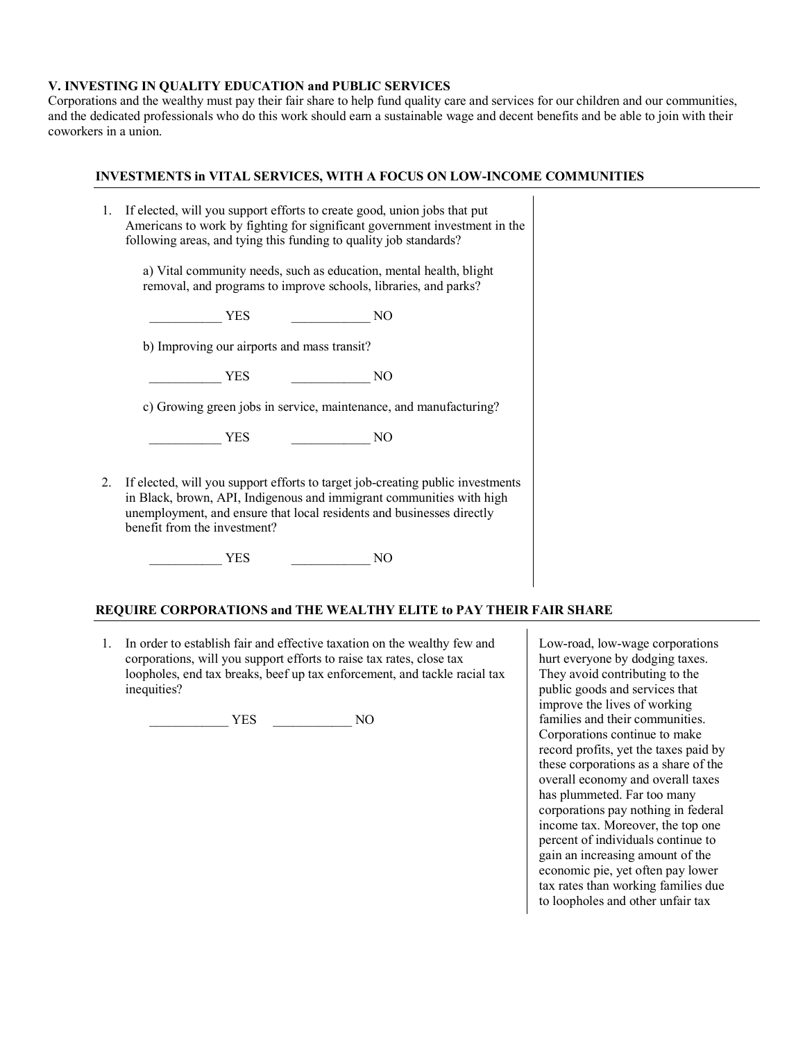## V. INVESTING IN QUALITY EDUCATION and PUBLIC SERVICES

Corporations and the wealthy must pay their fair share to help fund quality care and services for our children and our communities, and the dedicated professionals who do this work should earn a sustainable wage and decent benefits and be able to join with their coworkers in a union.

### INVESTMENTS in VITAL SERVICES, WITH A FOCUS ON LOW-INCOME COMMUNITIES

1. If elected, will you support efforts to create good, union jobs that put Americans to work by fighting for significant government investment in the following areas, and tying this funding to quality job standards?

   a) Vital community needs, such as education, mental health, blight removal, and programs to improve schools, libraries, and parks?

   ___________ YES ____________ NO

   b) Improving our airports and mass transit?

   ___________ YES ____________ NO

   c) Growing green jobs in service, maintenance, and manufacturing?

   ___________ YES ____________ NO

2. If elected, will you support efforts to target job-creating public investments in Black, brown, API, Indigenous and immigrant communities with high unemployment, and ensure that local residents and businesses directly benefit from the investment?

   ___________ YES ____________ NO

### REQUIRE CORPORATIONS and THE WEALTHY ELITE to PAY THEIR FAIR SHARE

1. In order to establish fair and effective taxation on the wealthy few and corporations, will you support efforts to raise tax rates, close tax loopholes, end tax breaks, beef up tax enforcement, and tackle racial tax inequities?

   ____________ YES ____________ NO

Low-road, low-wage corporations hurt everyone by dodging taxes. They avoid contributing to the public goods and services that improve the lives of working families and their communities. Corporations continue to make record profits, yet the taxes paid by these corporations as a share of the overall economy and overall taxes has plummeted. Far too many corporations pay nothing in federal income tax. Moreover, the top one percent of individuals continue to gain an increasing amount of the economic pie, yet often pay lower tax rates than working families due to loopholes and other unfair tax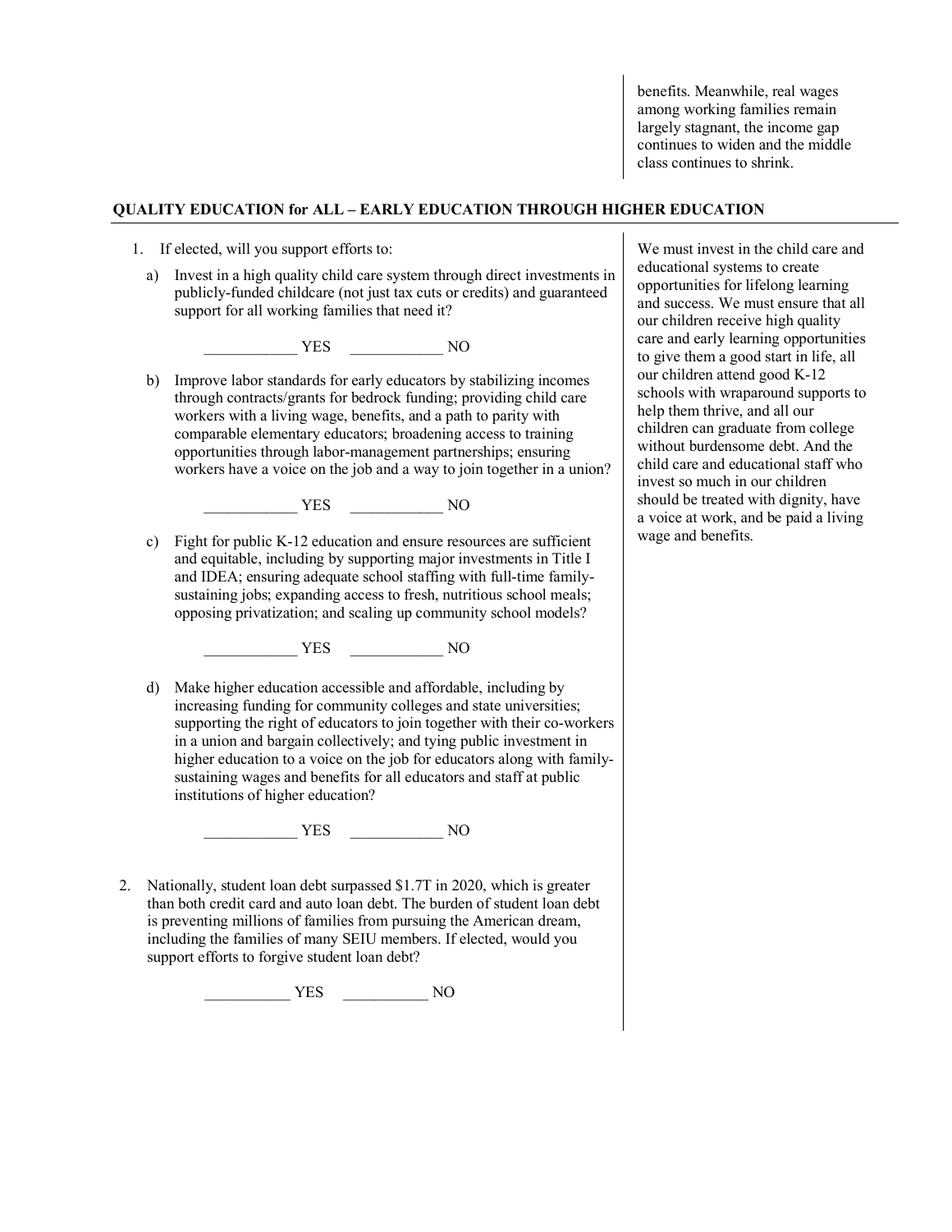benefits. Meanwhile, real wages among working families remain largely stagnant, the income gap continues to widen and the middle class continues to shrink.

## QUALITY EDUCATION for ALL – EARLY EDUCATION THROUGH HIGHER EDUCATION

1. If elected, will you support efforts to:

   a) Invest in a high quality child care system through direct investments in publicly-funded childcare (not just tax cuts or credits) and guaranteed support for all working families that need it?

      ____________ YES ____________ NO

   b) Improve labor standards for early educators by stabilizing incomes through contracts/grants for bedrock funding; providing child care workers with a living wage, benefits, and a path to parity with comparable elementary educators; broadening access to training opportunities through labor-management partnerships; ensuring workers have a voice on the job and a way to join together in a union?

      ____________ YES ____________ NO

   c) Fight for public K-12 education and ensure resources are sufficient and equitable, including by supporting major investments in Title I and IDEA; ensuring adequate school staffing with full-time family-sustaining jobs; expanding access to fresh, nutritious school meals; opposing privatization; and scaling up community school models?

      ____________ YES ____________ NO

   d) Make higher education accessible and affordable, including by increasing funding for community colleges and state universities; supporting the right of educators to join together with their co-workers in a union and bargain collectively; and tying public investment in higher education to a voice on the job for educators along with family-sustaining wages and benefits for all educators and staff at public institutions of higher education?

      ____________ YES ____________ NO

2. Nationally, student loan debt surpassed $1.7T in 2020, which is greater than both credit card and auto loan debt. The burden of student loan debt is preventing millions of families from pursuing the American dream, including the families of many SEIU members. If elected, would you support efforts to forgive student loan debt?

   ___________ YES ___________ NO

We must invest in the child care and educational systems to create opportunities for lifelong learning and success. We must ensure that all our children receive high quality care and early learning opportunities to give them a good start in life, all our children attend good K-12 schools with wraparound supports to help them thrive, and all our children can graduate from college without burdensome debt. And the child care and educational staff who invest so much in our children should be treated with dignity, have a voice at work, and be paid a living wage and benefits.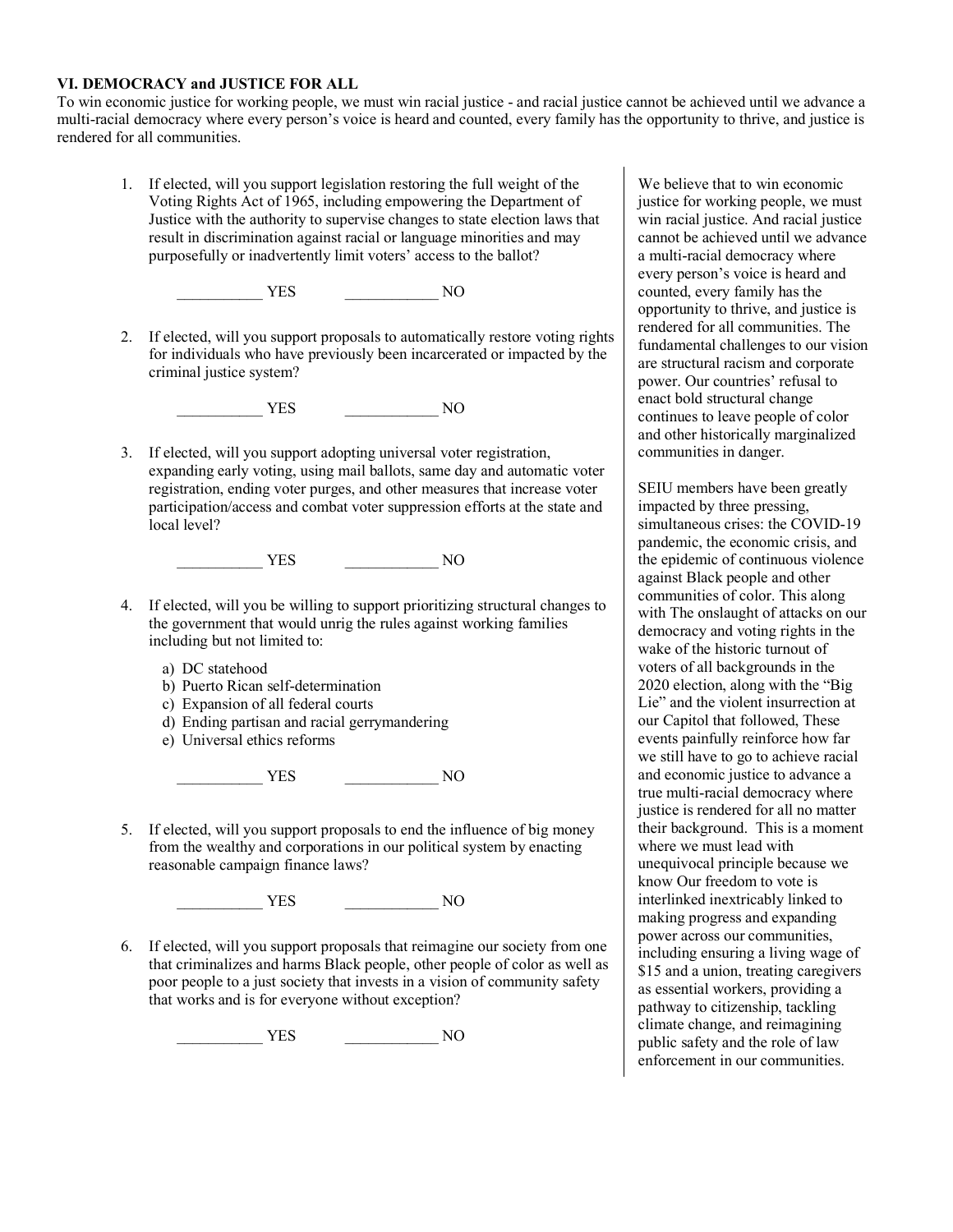**VI. DEMOCRACY and JUSTICE FOR ALL**

To win economic justice for working people, we must win racial justice - and racial justice cannot be achieved until we advance a multi-racial democracy where every person's voice is heard and counted, every family has the opportunity to thrive, and justice is rendered for all communities.

1. If elected, will you support legislation restoring the full weight of the Voting Rights Act of 1965, including empowering the Department of Justice with the authority to supervise changes to state election laws that result in discrimination against racial or language minorities and may purposefully or inadvertently limit voters' access to the ballot?

   ___________ YES ____________ NO

2. If elected, will you support proposals to automatically restore voting rights for individuals who have previously been incarcerated or impacted by the criminal justice system?

   ___________ YES ____________ NO

3. If elected, will you support adopting universal voter registration, expanding early voting, using mail ballots, same day and automatic voter registration, ending voter purges, and other measures that increase voter participation/access and combat voter suppression efforts at the state and local level?

   ___________ YES ____________ NO

4. If elected, will you be willing to support prioritizing structural changes to the government that would unrig the rules against working families including but not limited to:

   a) DC statehood
   b) Puerto Rican self-determination
   c) Expansion of all federal courts
   d) Ending partisan and racial gerrymandering
   e) Universal ethics reforms

   ___________ YES ____________ NO

5. If elected, will you support proposals to end the influence of big money from the wealthy and corporations in our political system by enacting reasonable campaign finance laws?

   ___________ YES ____________ NO

6. If elected, will you support proposals that reimagine our society from one that criminalizes and harms Black people, other people of color as well as poor people to a just society that invests in a vision of community safety that works and is for everyone without exception?

   ___________ YES ____________ NO

We believe that to win economic justice for working people, we must win racial justice. And racial justice cannot be achieved until we advance a multi-racial democracy where every person's voice is heard and counted, every family has the opportunity to thrive, and justice is rendered for all communities. The fundamental challenges to our vision are structural racism and corporate power. Our countries' refusal to enact bold structural change continues to leave people of color and other historically marginalized communities in danger.

SEIU members have been greatly impacted by three pressing, simultaneous crises: the COVID-19 pandemic, the economic crisis, and the epidemic of continuous violence against Black people and other communities of color. This along with The onslaught of attacks on our democracy and voting rights in the wake of the historic turnout of voters of all backgrounds in the 2020 election, along with the "Big Lie" and the violent insurrection at our Capitol that followed, These events painfully reinforce how far we still have to go to achieve racial and economic justice to advance a true multi-racial democracy where justice is rendered for all no matter their background. This is a moment where we must lead with unequivocal principle because we know Our freedom to vote is interlinked inextricably linked to making progress and expanding power across our communities, including ensuring a living wage of $15 and a union, treating caregivers as essential workers, providing a pathway to citizenship, tackling climate change, and reimagining public safety and the role of law enforcement in our communities.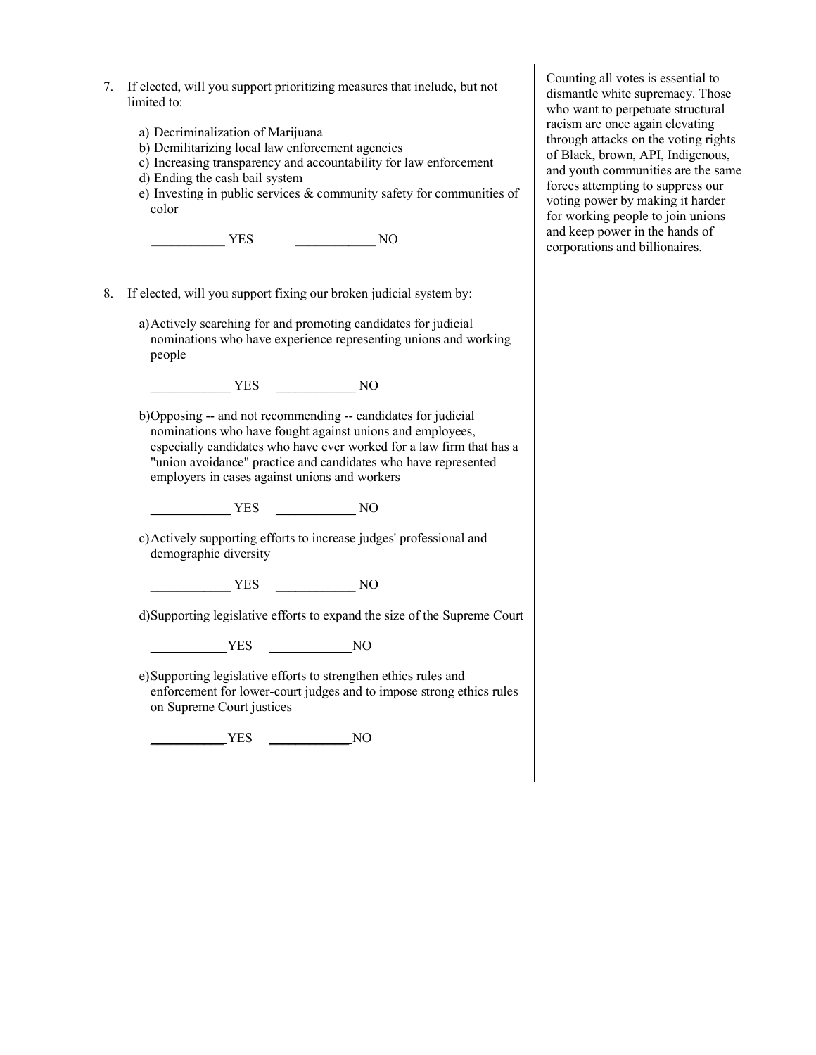7. If elected, will you support prioritizing measures that include, but not limited to:

   a) Decriminalization of Marijuana
   b) Demilitarizing local law enforcement agencies
   c) Increasing transparency and accountability for law enforcement
   d) Ending the cash bail system
   e) Investing in public services & community safety for communities of color

   ___________ YES ____________ NO

8. If elected, will you support fixing our broken judicial system by:

   a) Actively searching for and promoting candidates for judicial nominations who have experience representing unions and working people

   ____________ YES ____________ NO

   b) Opposing -- and not recommending -- candidates for judicial nominations who have fought against unions and employees, especially candidates who have ever worked for a law firm that has a "union avoidance" practice and candidates who have represented employers in cases against unions and workers

   ____________ YES ____________ NO

   c) Actively supporting efforts to increase judges' professional and demographic diversity

   ____________ YES ____________ NO

   d) Supporting legislative efforts to expand the size of the Supreme Court

   ___________YES ____________NO

   e) Supporting legislative efforts to strengthen ethics rules and enforcement for lower-court judges and to impose strong ethics rules on Supreme Court justices

   ___________YES ____________NO

Counting all votes is essential to dismantle white supremacy. Those who want to perpetuate structural racism are once again elevating through attacks on the voting rights of Black, brown, API, Indigenous, and youth communities are the same forces attempting to suppress our voting power by making it harder for working people to join unions and keep power in the hands of corporations and billionaires.